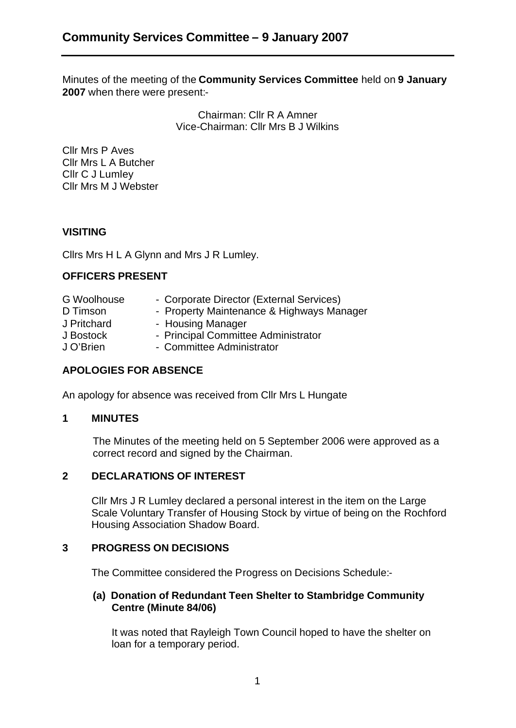# Community Services Committee – 9 January 2007

Minutes of the meeting of the **Community Services Committee** held on **9 January 2007** when there were present:-

Chairman: Cllr R A Amner
Vice-Chairman: Cllr Mrs B J Wilkins

Cllr Mrs P Aves
Cllr Mrs L A Butcher
Cllr C J Lumley
Cllr Mrs M J Webster

## VISITING

Cllrs Mrs H L A Glynn and Mrs J R Lumley.

## OFFICERS PRESENT

| | |
|---|---|
| G Woolhouse | - Corporate Director (External Services) |
| D Timson | - Property Maintenance & Highways Manager |
| J Pritchard | - Housing Manager |
| J Bostock | - Principal Committee Administrator |
| J O'Brien | - Committee Administrator |

## APOLOGIES FOR ABSENCE

An apology for absence was received from Cllr Mrs L Hungate

## 1 MINUTES

The Minutes of the meeting held on 5 September 2006 were approved as a correct record and signed by the Chairman.

## 2 DECLARATIONS OF INTEREST

Cllr Mrs J R Lumley declared a personal interest in the item on the Large Scale Voluntary Transfer of Housing Stock by virtue of being on the Rochford Housing Association Shadow Board.

## 3 PROGRESS ON DECISIONS

The Committee considered the Progress on Decisions Schedule:-

**(a) Donation of Redundant Teen Shelter to Stambridge Community Centre (Minute 84/06)**

It was noted that Rayleigh Town Council hoped to have the shelter on loan for a temporary period.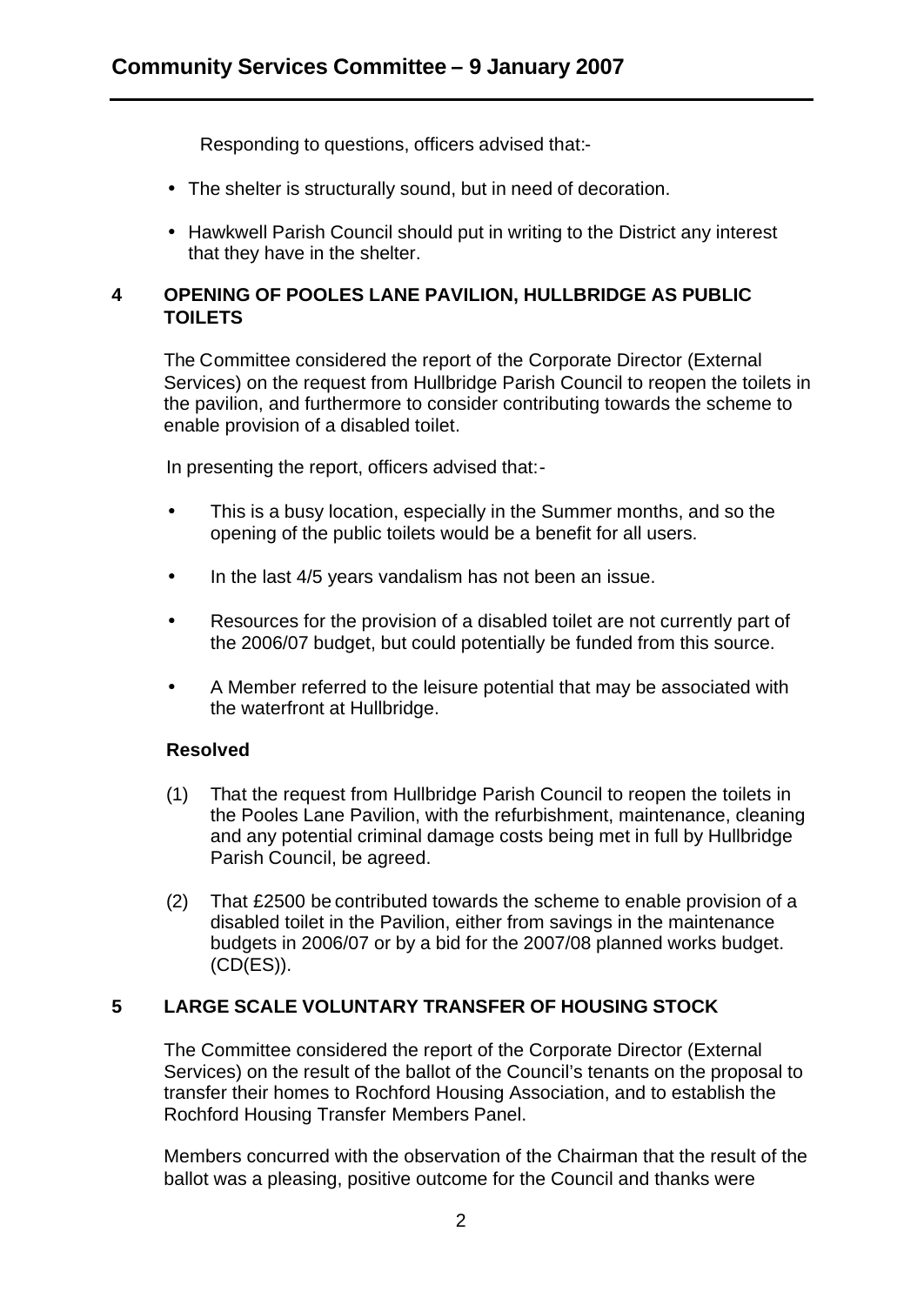Responding to questions, officers advised that:-

- The shelter is structurally sound, but in need of decoration.
- Hawkwell Parish Council should put in writing to the District any interest that they have in the shelter.

## 4 OPENING OF POOLES LANE PAVILION, HULLBRIDGE AS PUBLIC TOILETS

The Committee considered the report of the Corporate Director (External Services) on the request from Hullbridge Parish Council to reopen the toilets in the pavilion, and furthermore to consider contributing towards the scheme to enable provision of a disabled toilet.

In presenting the report, officers advised that:-

- This is a busy location, especially in the Summer months, and so the opening of the public toilets would be a benefit for all users.
- In the last 4/5 years vandalism has not been an issue.
- Resources for the provision of a disabled toilet are not currently part of the 2006/07 budget, but could potentially be funded from this source.
- A Member referred to the leisure potential that may be associated with the waterfront at Hullbridge.

**Resolved**

(1) That the request from Hullbridge Parish Council to reopen the toilets in the Pooles Lane Pavilion, with the refurbishment, maintenance, cleaning and any potential criminal damage costs being met in full by Hullbridge Parish Council, be agreed.

(2) That £2500 be contributed towards the scheme to enable provision of a disabled toilet in the Pavilion, either from savings in the maintenance budgets in 2006/07 or by a bid for the 2007/08 planned works budget. (CD(ES)).

## 5 LARGE SCALE VOLUNTARY TRANSFER OF HOUSING STOCK

The Committee considered the report of the Corporate Director (External Services) on the result of the ballot of the Council's tenants on the proposal to transfer their homes to Rochford Housing Association, and to establish the Rochford Housing Transfer Members Panel.

Members concurred with the observation of the Chairman that the result of the ballot was a pleasing, positive outcome for the Council and thanks were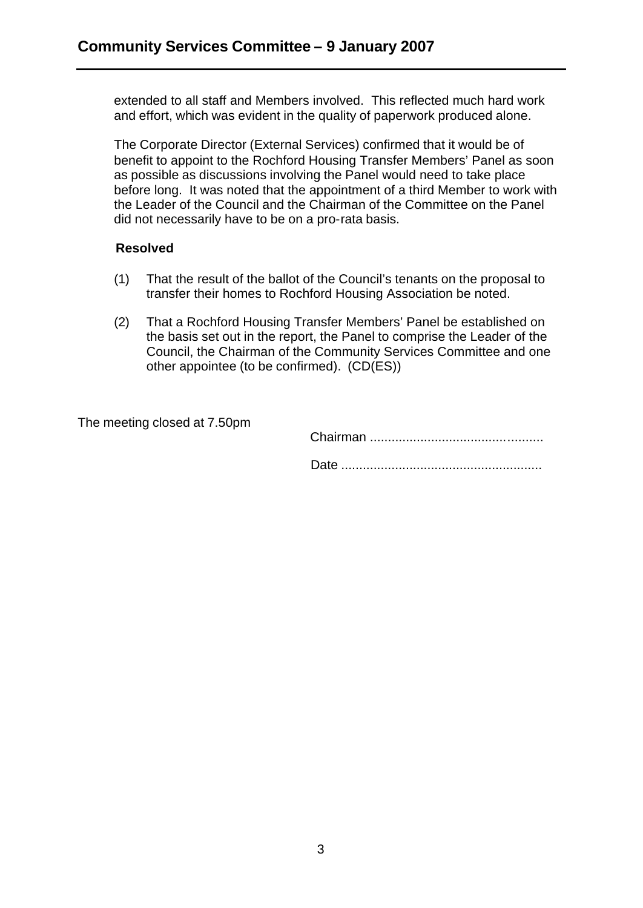extended to all staff and Members involved. This reflected much hard work and effort, which was evident in the quality of paperwork produced alone.

The Corporate Director (External Services) confirmed that it would be of benefit to appoint to the Rochford Housing Transfer Members' Panel as soon as possible as discussions involving the Panel would need to take place before long. It was noted that the appointment of a third Member to work with the Leader of the Council and the Chairman of the Committee on the Panel did not necessarily have to be on a pro-rata basis.

**Resolved**

(1) That the result of the ballot of the Council's tenants on the proposal to transfer their homes to Rochford Housing Association be noted.

(2) That a Rochford Housing Transfer Members' Panel be established on the basis set out in the report, the Panel to comprise the Leader of the Council, the Chairman of the Community Services Committee and one other appointee (to be confirmed). (CD(ES))

The meeting closed at 7.50pm

Chairman ................................................

Date .......................................................